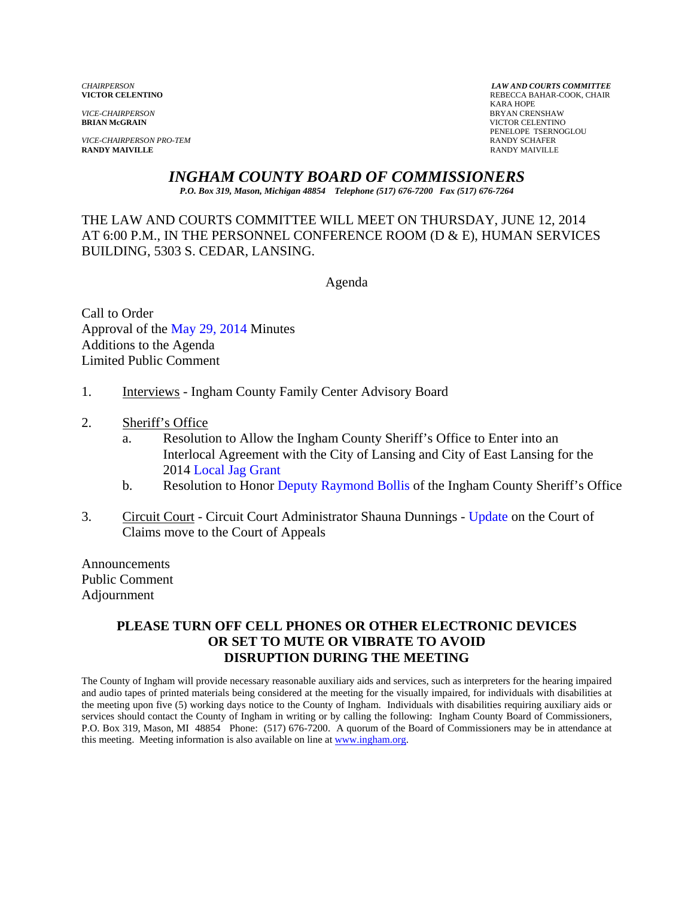*CHAIRPERSON*
**VICTOR CELENTINO**

*VICE-CHAIRPERSON*
**BRIAN McGRAIN**

*VICE-CHAIRPERSON PRO-TEM*
**RANDY MAIVILLE**

***LAW AND COURTS COMMITTEE***
REBECCA BAHAR-COOK, CHAIR
KARA HOPE
BRYAN CRENSHAW
VICTOR CELENTINO
PENELOPE TSERNOGLOU
RANDY SCHAFER
RANDY MAIVILLE

# *INGHAM COUNTY BOARD OF COMMISSIONERS*

***P.O. Box 319, Mason, Michigan 48854 Telephone (517) 676-7200 Fax (517) 676-7264***

THE LAW AND COURTS COMMITTEE WILL MEET ON THURSDAY, JUNE 12, 2014 AT 6:00 P.M., IN THE PERSONNEL CONFERENCE ROOM (D & E), HUMAN SERVICES BUILDING, 5303 S. CEDAR, LANSING.

Agenda

Call to Order
Approval of the May 29, 2014 Minutes
Additions to the Agenda
Limited Public Comment

1. Interviews - Ingham County Family Center Advisory Board

2. Sheriff's Office
   a. Resolution to Allow the Ingham County Sheriff's Office to Enter into an Interlocal Agreement with the City of Lansing and City of East Lansing for the 2014 Local Jag Grant
   b. Resolution to Honor Deputy Raymond Bollis of the Ingham County Sheriff's Office

3. Circuit Court - Circuit Court Administrator Shauna Dunnings - Update on the Court of Claims move to the Court of Appeals

Announcements
Public Comment
Adjournment

**PLEASE TURN OFF CELL PHONES OR OTHER ELECTRONIC DEVICES OR SET TO MUTE OR VIBRATE TO AVOID DISRUPTION DURING THE MEETING**

The County of Ingham will provide necessary reasonable auxiliary aids and services, such as interpreters for the hearing impaired and audio tapes of printed materials being considered at the meeting for the visually impaired, for individuals with disabilities at the meeting upon five (5) working days notice to the County of Ingham. Individuals with disabilities requiring auxiliary aids or services should contact the County of Ingham in writing or by calling the following: Ingham County Board of Commissioners, P.O. Box 319, Mason, MI 48854 Phone: (517) 676-7200. A quorum of the Board of Commissioners may be in attendance at this meeting. Meeting information is also available on line at www.ingham.org.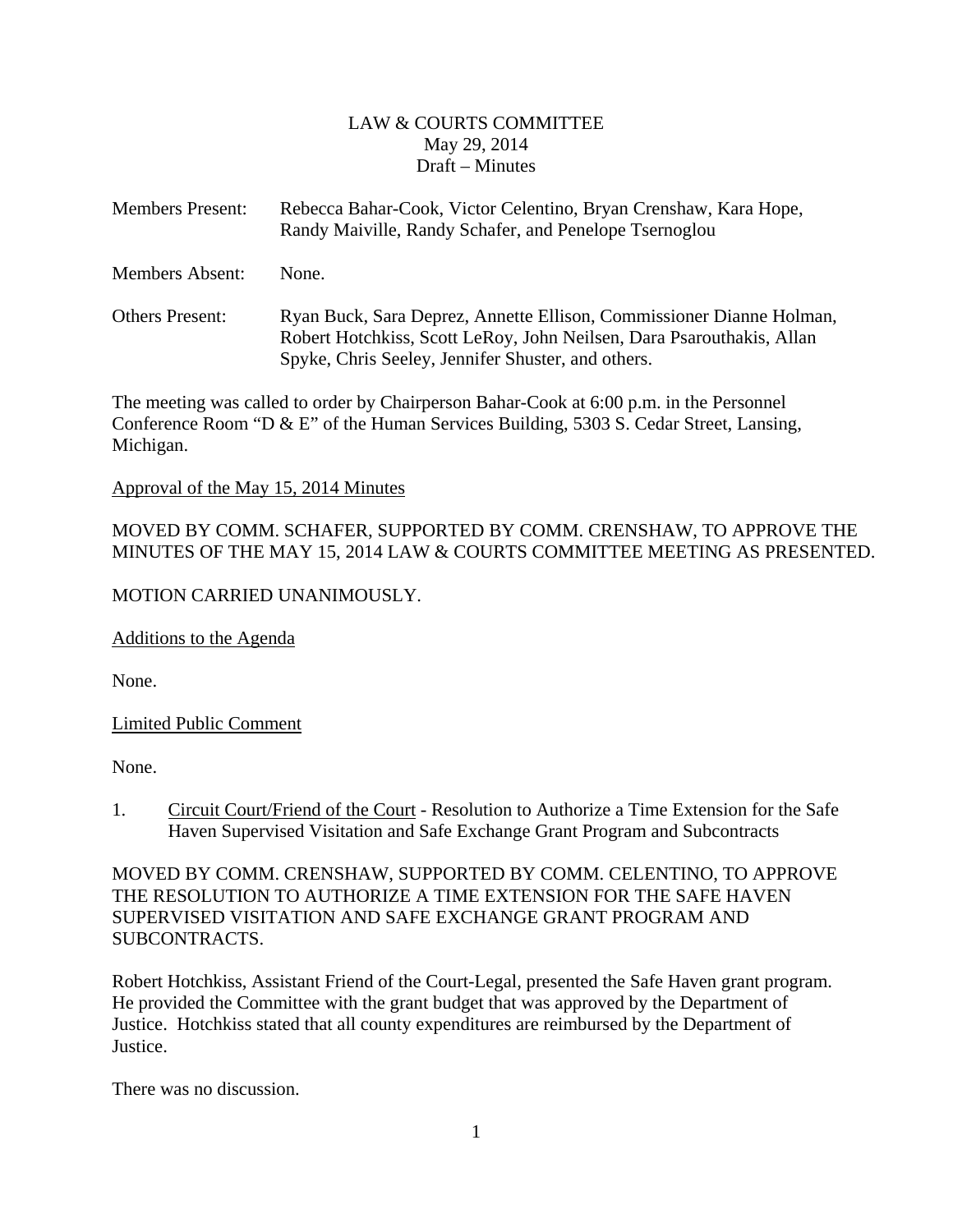LAW & COURTS COMMITTEE
May 29, 2014
Draft – Minutes

Members Present: Rebecca Bahar-Cook, Victor Celentino, Bryan Crenshaw, Kara Hope, Randy Maiville, Randy Schafer, and Penelope Tsernoglou

Members Absent: None.

Others Present: Ryan Buck, Sara Deprez, Annette Ellison, Commissioner Dianne Holman, Robert Hotchkiss, Scott LeRoy, John Neilsen, Dara Psarouthakis, Allan Spyke, Chris Seeley, Jennifer Shuster, and others.

The meeting was called to order by Chairperson Bahar-Cook at 6:00 p.m. in the Personnel Conference Room "D & E" of the Human Services Building, 5303 S. Cedar Street, Lansing, Michigan.

Approval of the May 15, 2014 Minutes

MOVED BY COMM. SCHAFER, SUPPORTED BY COMM. CRENSHAW, TO APPROVE THE MINUTES OF THE MAY 15, 2014 LAW & COURTS COMMITTEE MEETING AS PRESENTED.

MOTION CARRIED UNANIMOUSLY.

Additions to the Agenda

None.

Limited Public Comment

None.

1. Circuit Court/Friend of the Court - Resolution to Authorize a Time Extension for the Safe Haven Supervised Visitation and Safe Exchange Grant Program and Subcontracts

MOVED BY COMM. CRENSHAW, SUPPORTED BY COMM. CELENTINO, TO APPROVE THE RESOLUTION TO AUTHORIZE A TIME EXTENSION FOR THE SAFE HAVEN SUPERVISED VISITATION AND SAFE EXCHANGE GRANT PROGRAM AND SUBCONTRACTS.

Robert Hotchkiss, Assistant Friend of the Court-Legal, presented the Safe Haven grant program. He provided the Committee with the grant budget that was approved by the Department of Justice. Hotchkiss stated that all county expenditures are reimbursed by the Department of Justice.

There was no discussion.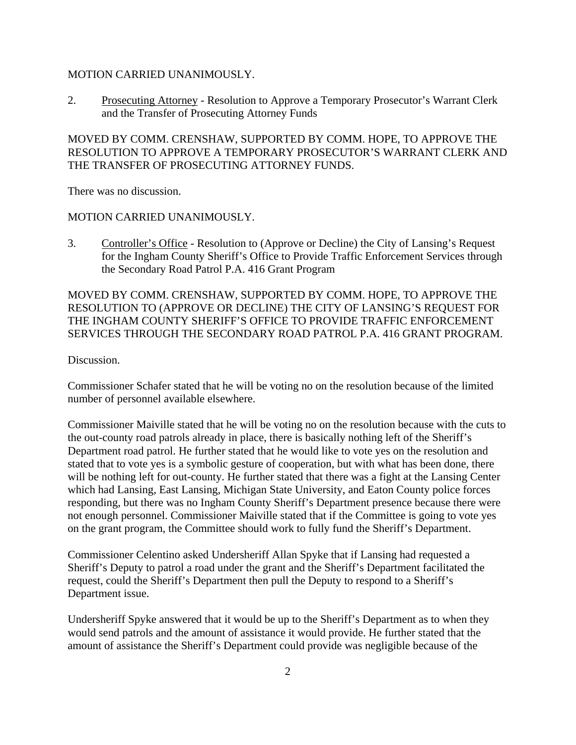MOTION CARRIED UNANIMOUSLY.

2. Prosecuting Attorney - Resolution to Approve a Temporary Prosecutor's Warrant Clerk and the Transfer of Prosecuting Attorney Funds

MOVED BY COMM. CRENSHAW, SUPPORTED BY COMM. HOPE, TO APPROVE THE RESOLUTION TO APPROVE A TEMPORARY PROSECUTOR'S WARRANT CLERK AND THE TRANSFER OF PROSECUTING ATTORNEY FUNDS.

There was no discussion.

MOTION CARRIED UNANIMOUSLY.

3. Controller's Office - Resolution to (Approve or Decline) the City of Lansing's Request for the Ingham County Sheriff's Office to Provide Traffic Enforcement Services through the Secondary Road Patrol P.A. 416 Grant Program

MOVED BY COMM. CRENSHAW, SUPPORTED BY COMM. HOPE, TO APPROVE THE RESOLUTION TO (APPROVE OR DECLINE) THE CITY OF LANSING'S REQUEST FOR THE INGHAM COUNTY SHERIFF'S OFFICE TO PROVIDE TRAFFIC ENFORCEMENT SERVICES THROUGH THE SECONDARY ROAD PATROL P.A. 416 GRANT PROGRAM.

Discussion.

Commissioner Schafer stated that he will be voting no on the resolution because of the limited number of personnel available elsewhere.

Commissioner Maiville stated that he will be voting no on the resolution because with the cuts to the out-county road patrols already in place, there is basically nothing left of the Sheriff's Department road patrol. He further stated that he would like to vote yes on the resolution and stated that to vote yes is a symbolic gesture of cooperation, but with what has been done, there will be nothing left for out-county. He further stated that there was a fight at the Lansing Center which had Lansing, East Lansing, Michigan State University, and Eaton County police forces responding, but there was no Ingham County Sheriff's Department presence because there were not enough personnel. Commissioner Maiville stated that if the Committee is going to vote yes on the grant program, the Committee should work to fully fund the Sheriff's Department.

Commissioner Celentino asked Undersheriff Allan Spyke that if Lansing had requested a Sheriff's Deputy to patrol a road under the grant and the Sheriff's Department facilitated the request, could the Sheriff's Department then pull the Deputy to respond to a Sheriff's Department issue.

Undersheriff Spyke answered that it would be up to the Sheriff's Department as to when they would send patrols and the amount of assistance it would provide. He further stated that the amount of assistance the Sheriff's Department could provide was negligible because of the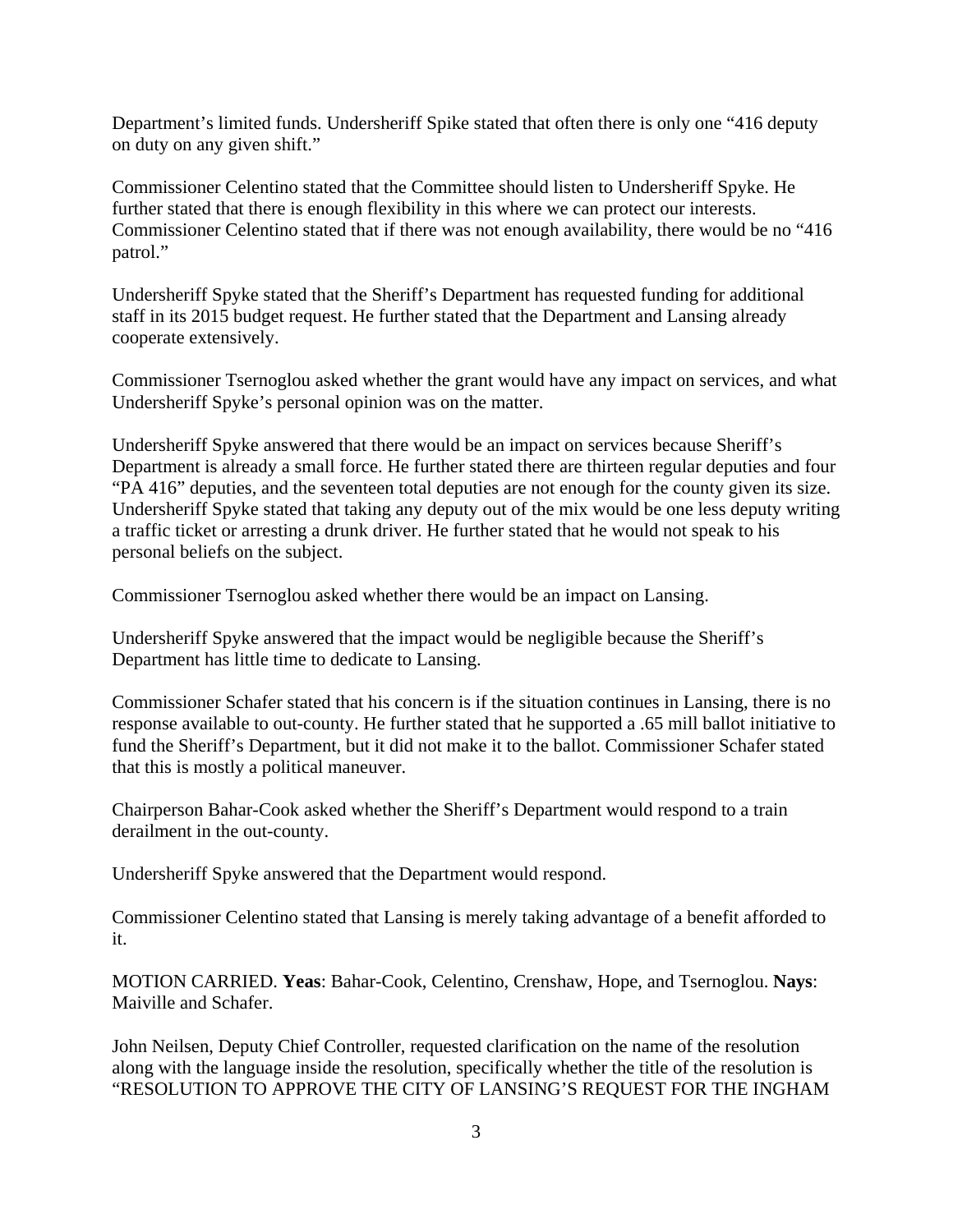Department's limited funds. Undersheriff Spike stated that often there is only one "416 deputy on duty on any given shift."

Commissioner Celentino stated that the Committee should listen to Undersheriff Spyke. He further stated that there is enough flexibility in this where we can protect our interests. Commissioner Celentino stated that if there was not enough availability, there would be no "416 patrol."

Undersheriff Spyke stated that the Sheriff's Department has requested funding for additional staff in its 2015 budget request. He further stated that the Department and Lansing already cooperate extensively.

Commissioner Tsernoglou asked whether the grant would have any impact on services, and what Undersheriff Spyke's personal opinion was on the matter.

Undersheriff Spyke answered that there would be an impact on services because Sheriff's Department is already a small force. He further stated there are thirteen regular deputies and four "PA 416" deputies, and the seventeen total deputies are not enough for the county given its size. Undersheriff Spyke stated that taking any deputy out of the mix would be one less deputy writing a traffic ticket or arresting a drunk driver. He further stated that he would not speak to his personal beliefs on the subject.

Commissioner Tsernoglou asked whether there would be an impact on Lansing.

Undersheriff Spyke answered that the impact would be negligible because the Sheriff's Department has little time to dedicate to Lansing.

Commissioner Schafer stated that his concern is if the situation continues in Lansing, there is no response available to out-county. He further stated that he supported a .65 mill ballot initiative to fund the Sheriff's Department, but it did not make it to the ballot. Commissioner Schafer stated that this is mostly a political maneuver.

Chairperson Bahar-Cook asked whether the Sheriff's Department would respond to a train derailment in the out-county.

Undersheriff Spyke answered that the Department would respond.

Commissioner Celentino stated that Lansing is merely taking advantage of a benefit afforded to it.

MOTION CARRIED. **Yeas**: Bahar-Cook, Celentino, Crenshaw, Hope, and Tsernoglou. **Nays**: Maiville and Schafer.

John Neilsen, Deputy Chief Controller, requested clarification on the name of the resolution along with the language inside the resolution, specifically whether the title of the resolution is "RESOLUTION TO APPROVE THE CITY OF LANSING'S REQUEST FOR THE INGHAM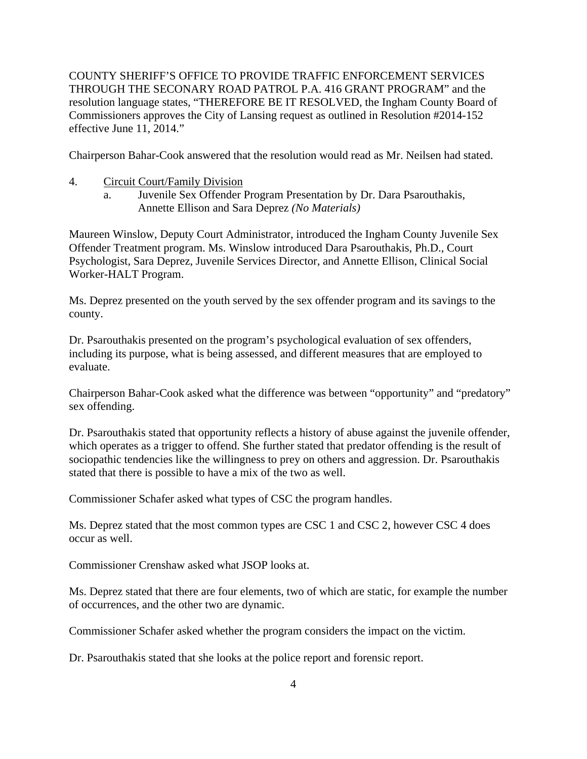COUNTY SHERIFF'S OFFICE TO PROVIDE TRAFFIC ENFORCEMENT SERVICES THROUGH THE SECONARY ROAD PATROL P.A. 416 GRANT PROGRAM" and the resolution language states, "THEREFORE BE IT RESOLVED, the Ingham County Board of Commissioners approves the City of Lansing request as outlined in Resolution #2014-152 effective June 11, 2014."

Chairperson Bahar-Cook answered that the resolution would read as Mr. Neilsen had stated.

4. Circuit Court/Family Division
   a. Juvenile Sex Offender Program Presentation by Dr. Dara Psarouthakis, Annette Ellison and Sara Deprez *(No Materials)*

Maureen Winslow, Deputy Court Administrator, introduced the Ingham County Juvenile Sex Offender Treatment program. Ms. Winslow introduced Dara Psarouthakis, Ph.D., Court Psychologist, Sara Deprez, Juvenile Services Director, and Annette Ellison, Clinical Social Worker-HALT Program.

Ms. Deprez presented on the youth served by the sex offender program and its savings to the county.

Dr. Psarouthakis presented on the program's psychological evaluation of sex offenders, including its purpose, what is being assessed, and different measures that are employed to evaluate.

Chairperson Bahar-Cook asked what the difference was between "opportunity" and "predatory" sex offending.

Dr. Psarouthakis stated that opportunity reflects a history of abuse against the juvenile offender, which operates as a trigger to offend. She further stated that predator offending is the result of sociopathic tendencies like the willingness to prey on others and aggression. Dr. Psarouthakis stated that there is possible to have a mix of the two as well.

Commissioner Schafer asked what types of CSC the program handles.

Ms. Deprez stated that the most common types are CSC 1 and CSC 2, however CSC 4 does occur as well.

Commissioner Crenshaw asked what JSOP looks at.

Ms. Deprez stated that there are four elements, two of which are static, for example the number of occurrences, and the other two are dynamic.

Commissioner Schafer asked whether the program considers the impact on the victim.

Dr. Psarouthakis stated that she looks at the police report and forensic report.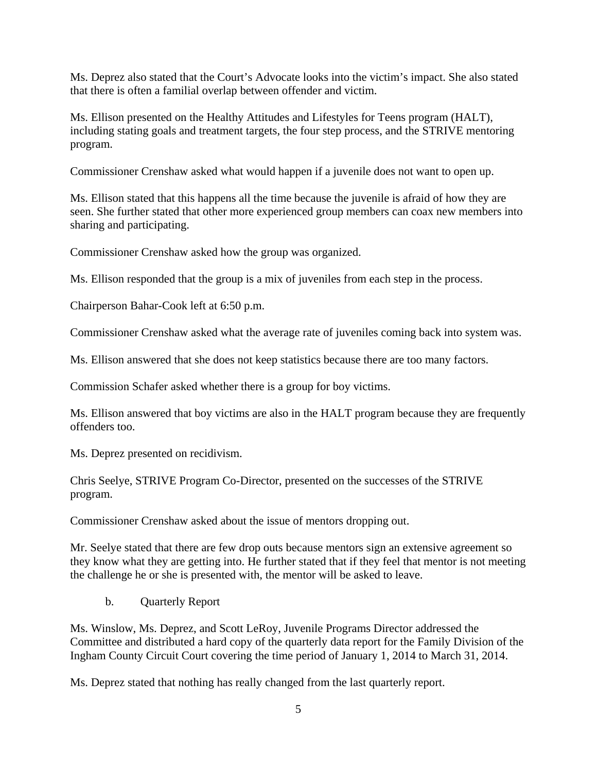Ms. Deprez also stated that the Court's Advocate looks into the victim's impact. She also stated that there is often a familial overlap between offender and victim.

Ms. Ellison presented on the Healthy Attitudes and Lifestyles for Teens program (HALT), including stating goals and treatment targets, the four step process, and the STRIVE mentoring program.

Commissioner Crenshaw asked what would happen if a juvenile does not want to open up.

Ms. Ellison stated that this happens all the time because the juvenile is afraid of how they are seen. She further stated that other more experienced group members can coax new members into sharing and participating.

Commissioner Crenshaw asked how the group was organized.

Ms. Ellison responded that the group is a mix of juveniles from each step in the process.

Chairperson Bahar-Cook left at 6:50 p.m.

Commissioner Crenshaw asked what the average rate of juveniles coming back into system was.

Ms. Ellison answered that she does not keep statistics because there are too many factors.

Commission Schafer asked whether there is a group for boy victims.

Ms. Ellison answered that boy victims are also in the HALT program because they are frequently offenders too.

Ms. Deprez presented on recidivism.

Chris Seelye, STRIVE Program Co-Director, presented on the successes of the STRIVE program.

Commissioner Crenshaw asked about the issue of mentors dropping out.

Mr. Seelye stated that there are few drop outs because mentors sign an extensive agreement so they know what they are getting into. He further stated that if they feel that mentor is not meeting the challenge he or she is presented with, the mentor will be asked to leave.

b. Quarterly Report

Ms. Winslow, Ms. Deprez, and Scott LeRoy, Juvenile Programs Director addressed the Committee and distributed a hard copy of the quarterly data report for the Family Division of the Ingham County Circuit Court covering the time period of January 1, 2014 to March 31, 2014.

Ms. Deprez stated that nothing has really changed from the last quarterly report.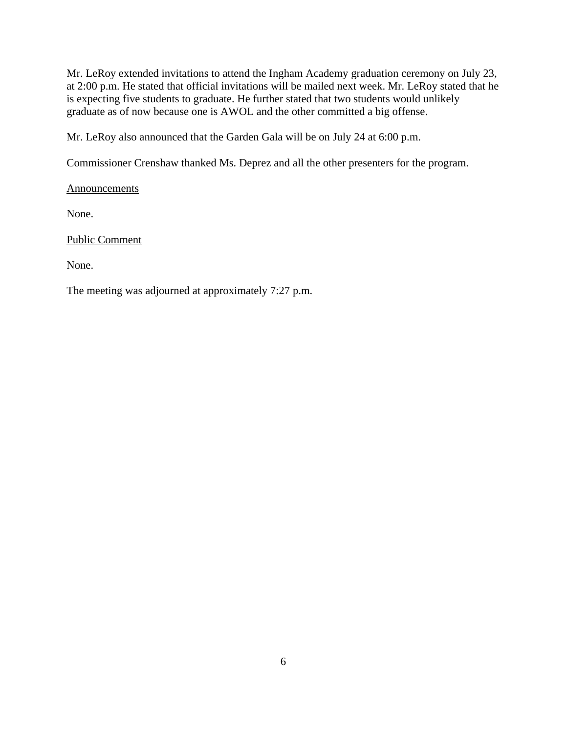Mr. LeRoy extended invitations to attend the Ingham Academy graduation ceremony on July 23, at 2:00 p.m. He stated that official invitations will be mailed next week. Mr. LeRoy stated that he is expecting five students to graduate. He further stated that two students would unlikely graduate as of now because one is AWOL and the other committed a big offense.

Mr. LeRoy also announced that the Garden Gala will be on July 24 at 6:00 p.m.

Commissioner Crenshaw thanked Ms. Deprez and all the other presenters for the program.

<u>Announcements</u>

None.

<u>Public Comment</u>

None.

The meeting was adjourned at approximately 7:27 p.m.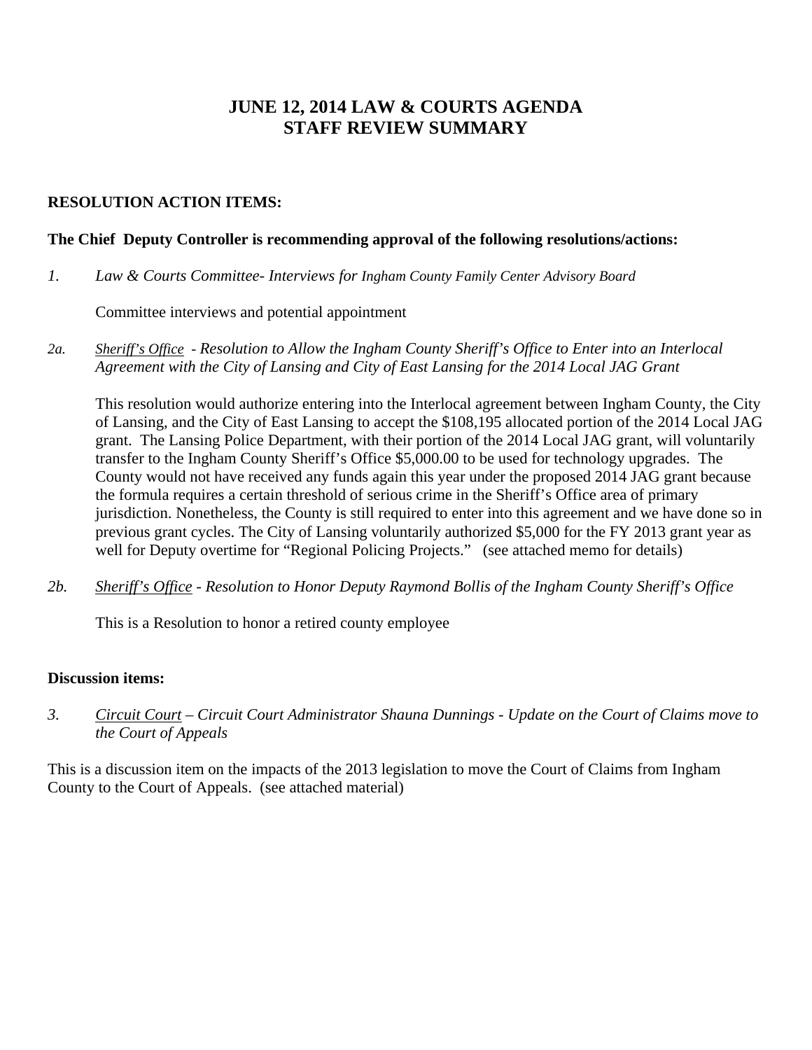# JUNE 12, 2014 LAW & COURTS AGENDA
# STAFF REVIEW SUMMARY

**RESOLUTION ACTION ITEMS:**

**The Chief Deputy Controller is recommending approval of the following resolutions/actions:**

*1. Law & Courts Committee- Interviews for Ingham County Family Center Advisory Board*

Committee interviews and potential appointment

*2a. Sheriff's Office - Resolution to Allow the Ingham County Sheriff's Office to Enter into an Interlocal Agreement with the City of Lansing and City of East Lansing for the 2014 Local JAG Grant*

This resolution would authorize entering into the Interlocal agreement between Ingham County, the City of Lansing, and the City of East Lansing to accept the $108,195 allocated portion of the 2014 Local JAG grant. The Lansing Police Department, with their portion of the 2014 Local JAG grant, will voluntarily transfer to the Ingham County Sheriff's Office $5,000.00 to be used for technology upgrades. The County would not have received any funds again this year under the proposed 2014 JAG grant because the formula requires a certain threshold of serious crime in the Sheriff's Office area of primary jurisdiction. Nonetheless, the County is still required to enter into this agreement and we have done so in previous grant cycles. The City of Lansing voluntarily authorized $5,000 for the FY 2013 grant year as well for Deputy overtime for "Regional Policing Projects." (see attached memo for details)

*2b. Sheriff's Office - Resolution to Honor Deputy Raymond Bollis of the Ingham County Sheriff's Office*

This is a Resolution to honor a retired county employee

**Discussion items:**

*3. Circuit Court – Circuit Court Administrator Shauna Dunnings - Update on the Court of Claims move to the Court of Appeals*

This is a discussion item on the impacts of the 2013 legislation to move the Court of Claims from Ingham County to the Court of Appeals. (see attached material)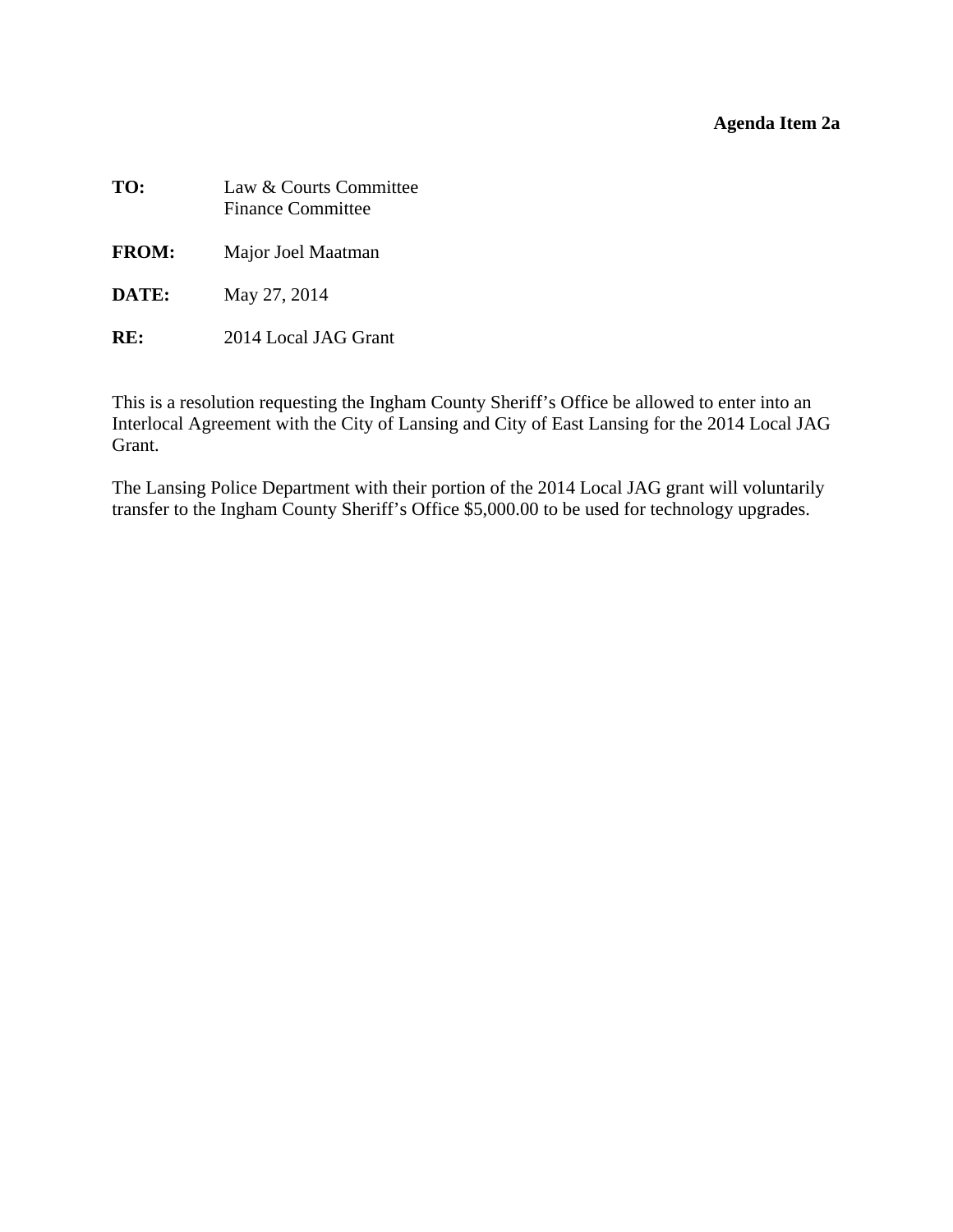**Agenda Item 2a**

**TO:** Law & Courts Committee
Finance Committee

**FROM:** Major Joel Maatman

**DATE:** May 27, 2014

**RE:** 2014 Local JAG Grant

This is a resolution requesting the Ingham County Sheriff's Office be allowed to enter into an Interlocal Agreement with the City of Lansing and City of East Lansing for the 2014 Local JAG Grant.

The Lansing Police Department with their portion of the 2014 Local JAG grant will voluntarily transfer to the Ingham County Sheriff's Office $5,000.00 to be used for technology upgrades.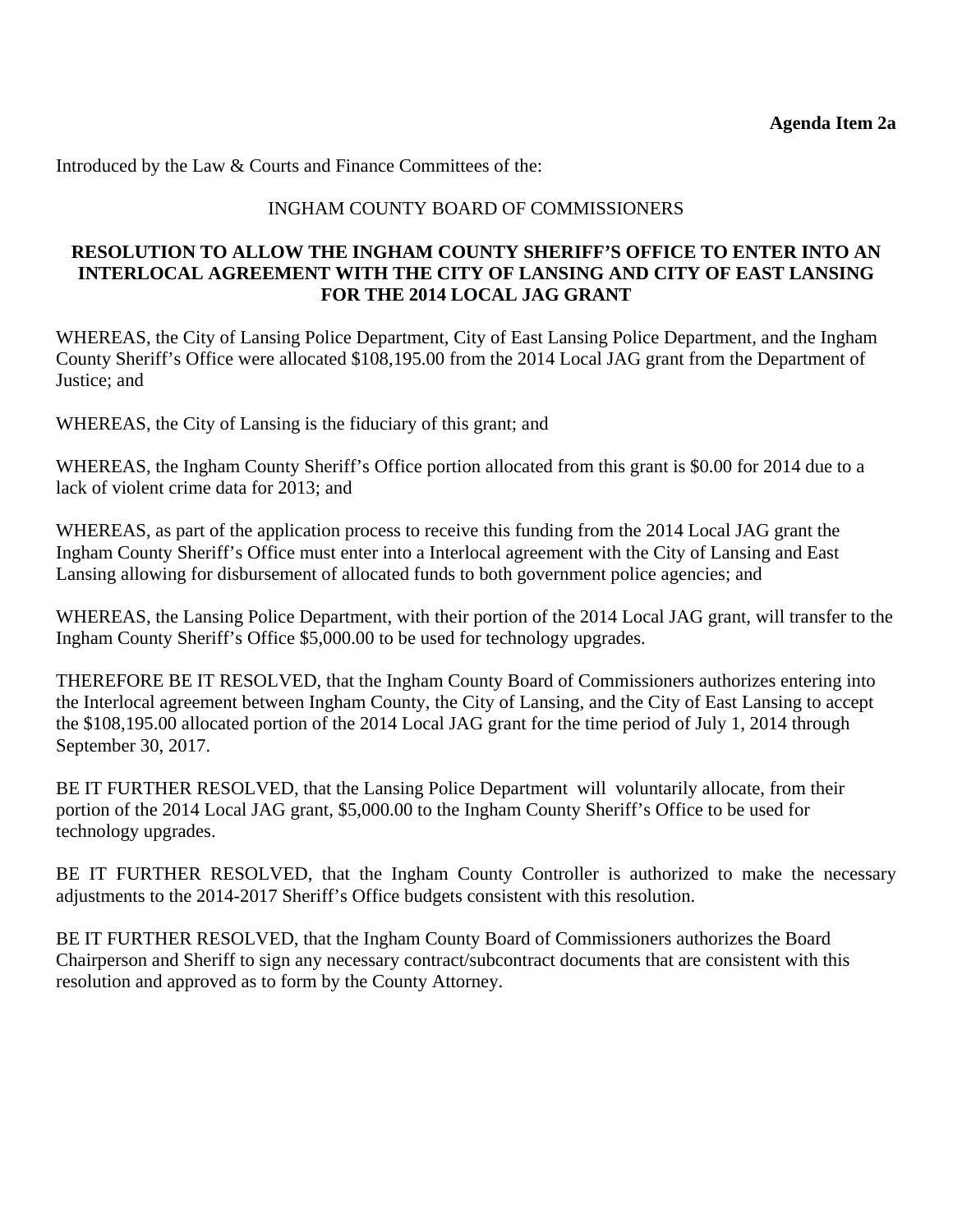**Agenda Item 2a**

Introduced by the Law & Courts and Finance Committees of the:

INGHAM COUNTY BOARD OF COMMISSIONERS

**RESOLUTION TO ALLOW THE INGHAM COUNTY SHERIFF'S OFFICE TO ENTER INTO AN INTERLOCAL AGREEMENT WITH THE CITY OF LANSING AND CITY OF EAST LANSING FOR THE 2014 LOCAL JAG GRANT**

WHEREAS, the City of Lansing Police Department, City of East Lansing Police Department, and the Ingham County Sheriff's Office were allocated $108,195.00 from the 2014 Local JAG grant from the Department of Justice; and

WHEREAS, the City of Lansing is the fiduciary of this grant; and

WHEREAS, the Ingham County Sheriff's Office portion allocated from this grant is $0.00 for 2014 due to a lack of violent crime data for 2013; and

WHEREAS, as part of the application process to receive this funding from the 2014 Local JAG grant the Ingham County Sheriff's Office must enter into a Interlocal agreement with the City of Lansing and East Lansing allowing for disbursement of allocated funds to both government police agencies; and

WHEREAS, the Lansing Police Department, with their portion of the 2014 Local JAG grant, will transfer to the Ingham County Sheriff's Office $5,000.00 to be used for technology upgrades.

THEREFORE BE IT RESOLVED, that the Ingham County Board of Commissioners authorizes entering into the Interlocal agreement between Ingham County, the City of Lansing, and the City of East Lansing to accept the $108,195.00 allocated portion of the 2014 Local JAG grant for the time period of July 1, 2014 through September 30, 2017.

BE IT FURTHER RESOLVED, that the Lansing Police Department will voluntarily allocate, from their portion of the 2014 Local JAG grant, $5,000.00 to the Ingham County Sheriff's Office to be used for technology upgrades.

BE IT FURTHER RESOLVED, that the Ingham County Controller is authorized to make the necessary adjustments to the 2014-2017 Sheriff's Office budgets consistent with this resolution.

BE IT FURTHER RESOLVED, that the Ingham County Board of Commissioners authorizes the Board Chairperson and Sheriff to sign any necessary contract/subcontract documents that are consistent with this resolution and approved as to form by the County Attorney.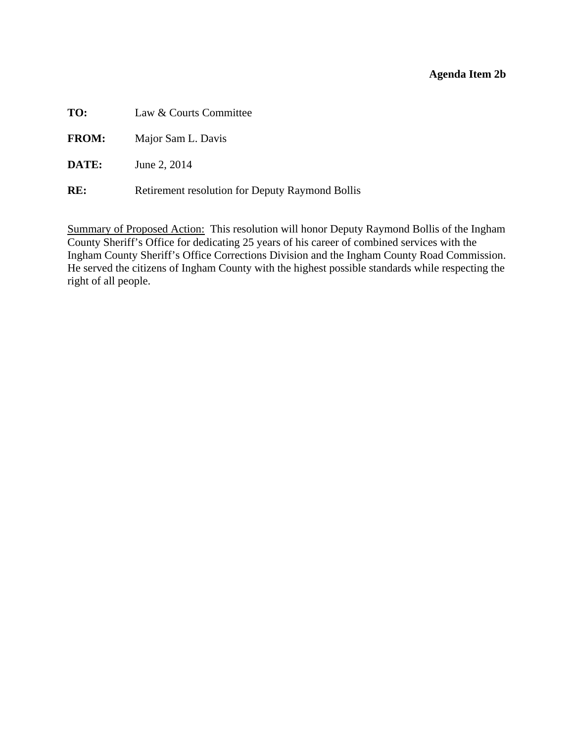**Agenda Item 2b**

**TO:** Law & Courts Committee

**FROM:** Major Sam L. Davis

**DATE:** June 2, 2014

**RE:** Retirement resolution for Deputy Raymond Bollis

Summary of Proposed Action: This resolution will honor Deputy Raymond Bollis of the Ingham County Sheriff's Office for dedicating 25 years of his career of combined services with the Ingham County Sheriff's Office Corrections Division and the Ingham County Road Commission. He served the citizens of Ingham County with the highest possible standards while respecting the right of all people.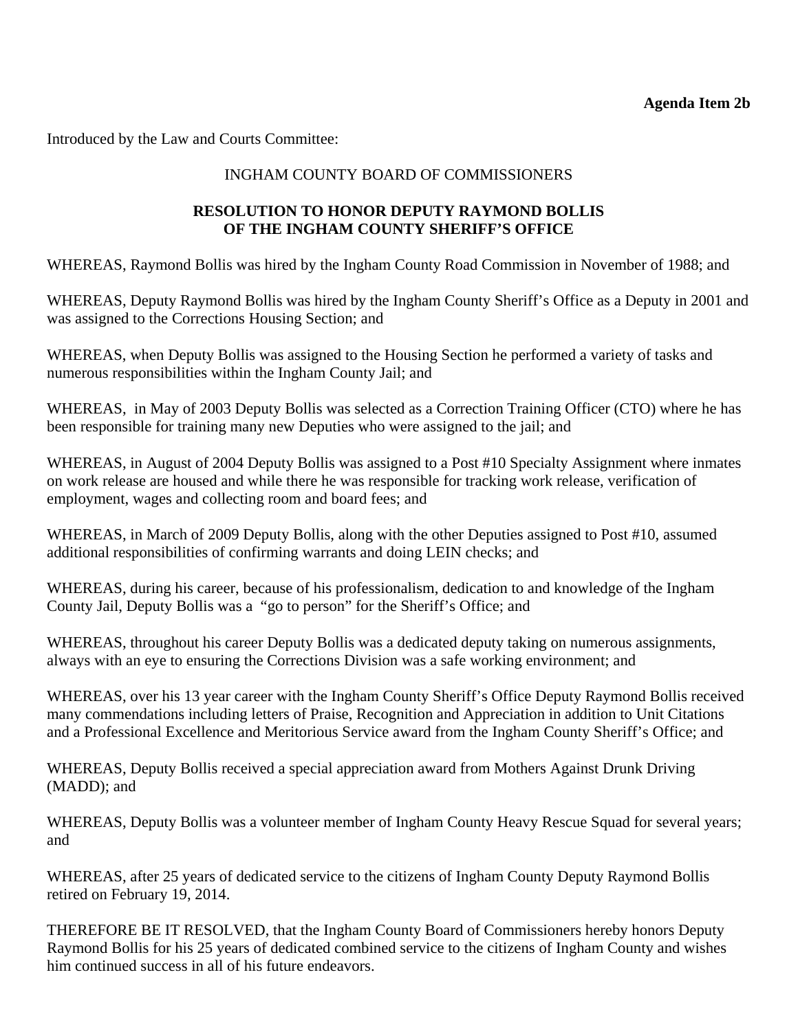**Agenda Item 2b**

Introduced by the Law and Courts Committee:

INGHAM COUNTY BOARD OF COMMISSIONERS

**RESOLUTION TO HONOR DEPUTY RAYMOND BOLLIS OF THE INGHAM COUNTY SHERIFF'S OFFICE**

WHEREAS, Raymond Bollis was hired by the Ingham County Road Commission in November of 1988; and

WHEREAS, Deputy Raymond Bollis was hired by the Ingham County Sheriff's Office as a Deputy in 2001 and was assigned to the Corrections Housing Section; and

WHEREAS, when Deputy Bollis was assigned to the Housing Section he performed a variety of tasks and numerous responsibilities within the Ingham County Jail; and

WHEREAS, in May of 2003 Deputy Bollis was selected as a Correction Training Officer (CTO) where he has been responsible for training many new Deputies who were assigned to the jail; and

WHEREAS, in August of 2004 Deputy Bollis was assigned to a Post #10 Specialty Assignment where inmates on work release are housed and while there he was responsible for tracking work release, verification of employment, wages and collecting room and board fees; and

WHEREAS, in March of 2009 Deputy Bollis, along with the other Deputies assigned to Post #10, assumed additional responsibilities of confirming warrants and doing LEIN checks; and

WHEREAS, during his career, because of his professionalism, dedication to and knowledge of the Ingham County Jail, Deputy Bollis was a "go to person" for the Sheriff's Office; and

WHEREAS, throughout his career Deputy Bollis was a dedicated deputy taking on numerous assignments, always with an eye to ensuring the Corrections Division was a safe working environment; and

WHEREAS, over his 13 year career with the Ingham County Sheriff's Office Deputy Raymond Bollis received many commendations including letters of Praise, Recognition and Appreciation in addition to Unit Citations and a Professional Excellence and Meritorious Service award from the Ingham County Sheriff's Office; and

WHEREAS, Deputy Bollis received a special appreciation award from Mothers Against Drunk Driving (MADD); and

WHEREAS, Deputy Bollis was a volunteer member of Ingham County Heavy Rescue Squad for several years; and

WHEREAS, after 25 years of dedicated service to the citizens of Ingham County Deputy Raymond Bollis retired on February 19, 2014.

THEREFORE BE IT RESOLVED, that the Ingham County Board of Commissioners hereby honors Deputy Raymond Bollis for his 25 years of dedicated combined service to the citizens of Ingham County and wishes him continued success in all of his future endeavors.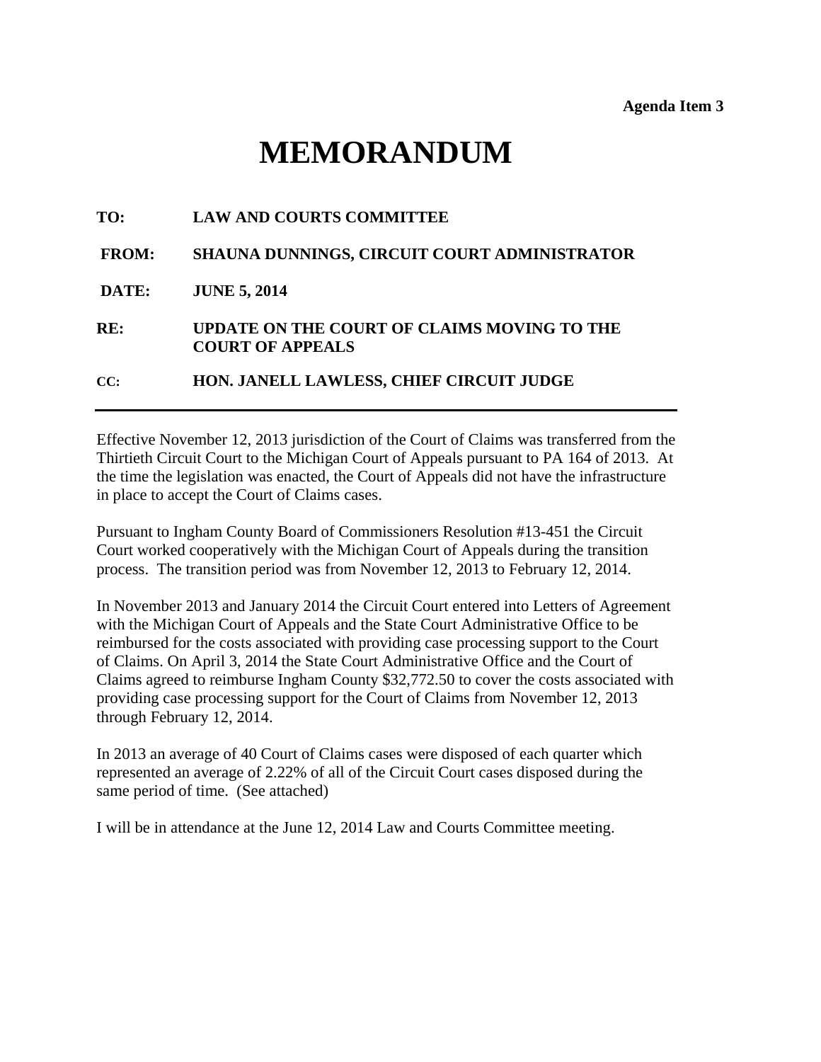**Agenda Item 3**

# MEMORANDUM

**TO:** LAW AND COURTS COMMITTEE

**FROM:** SHAUNA DUNNINGS, CIRCUIT COURT ADMINISTRATOR

**DATE:** JUNE 5, 2014

**RE:** UPDATE ON THE COURT OF CLAIMS MOVING TO THE COURT OF APPEALS

**CC:** HON. JANELL LAWLESS, CHIEF CIRCUIT JUDGE

---

Effective November 12, 2013 jurisdiction of the Court of Claims was transferred from the Thirtieth Circuit Court to the Michigan Court of Appeals pursuant to PA 164 of 2013. At the time the legislation was enacted, the Court of Appeals did not have the infrastructure in place to accept the Court of Claims cases.

Pursuant to Ingham County Board of Commissioners Resolution #13-451 the Circuit Court worked cooperatively with the Michigan Court of Appeals during the transition process. The transition period was from November 12, 2013 to February 12, 2014.

In November 2013 and January 2014 the Circuit Court entered into Letters of Agreement with the Michigan Court of Appeals and the State Court Administrative Office to be reimbursed for the costs associated with providing case processing support to the Court of Claims. On April 3, 2014 the State Court Administrative Office and the Court of Claims agreed to reimburse Ingham County $32,772.50 to cover the costs associated with providing case processing support for the Court of Claims from November 12, 2013 through February 12, 2014.

In 2013 an average of 40 Court of Claims cases were disposed of each quarter which represented an average of 2.22% of all of the Circuit Court cases disposed during the same period of time. (See attached)

I will be in attendance at the June 12, 2014 Law and Courts Committee meeting.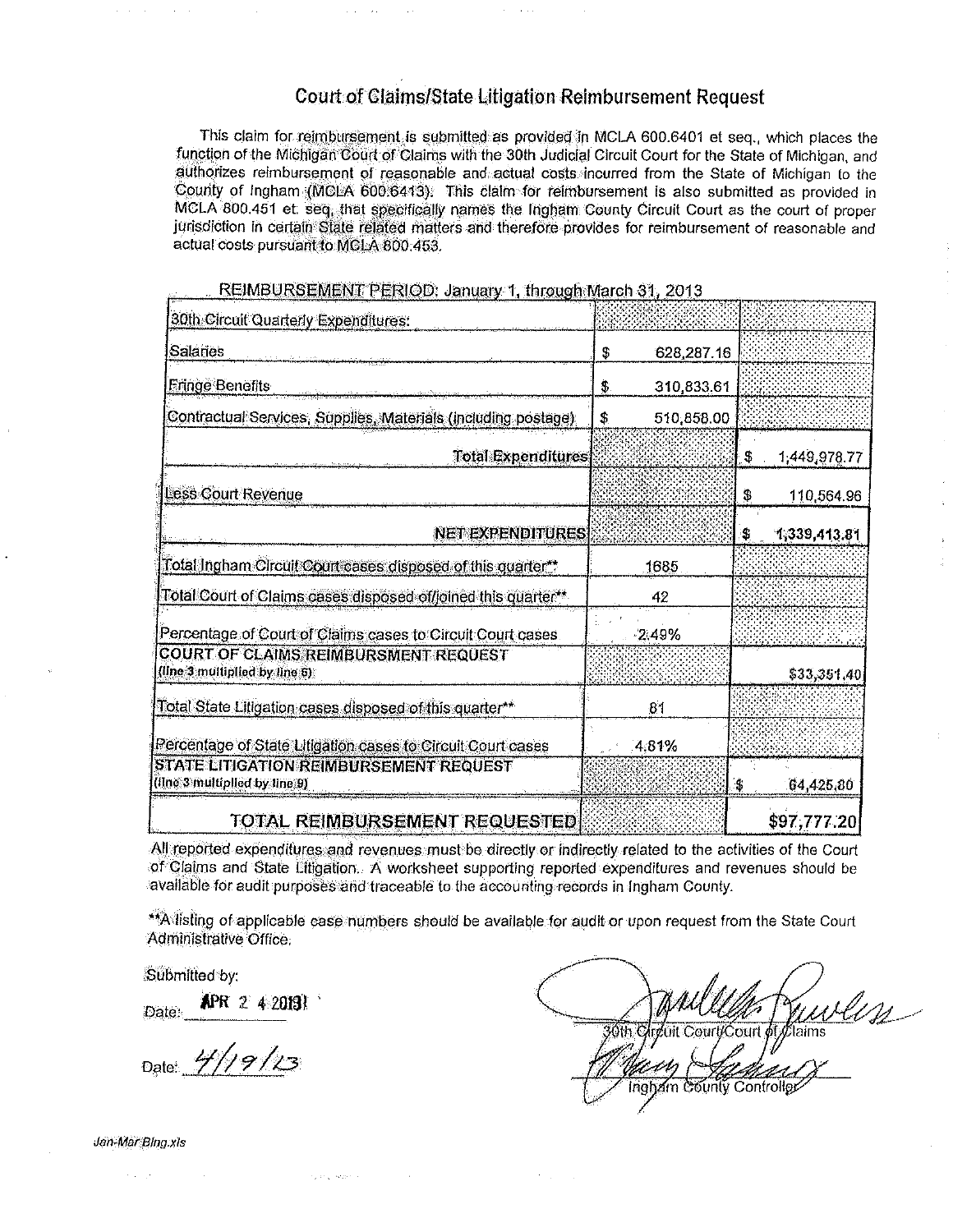# Court of Claims/State Litigation Reimbursement Request

This claim for reimbursement is submitted as provided in MCLA 600.6401 et seq., which places the function of the Michigan Court of Claims with the 30th Judicial Circuit Court for the State of Michigan, and authorizes reimbursement of reasonable and actual costs incurred from the State of Michigan to the County of Ingham (MCLA 600.6413). This claim for reimbursement is also submitted as provided in MCLA 800.451 et. seq, that specifically names the Ingham County Circuit Court as the court of proper jurisdiction in certain State related matters and therefore provides for reimbursement of reasonable and actual costs pursuant to MCLA 800.453.

REIMBURSEMENT PERIOD: January 1, through March 31, 2013

| | | |
|---|---|---|
| 30th Circuit Quarterly Expenditures: | | |
| Salaries | $ 628,287.16 | |
| Fringe Benefits | $ 310,833.61 | |
| Contractual Services, Supplies, Materials (including postage) | $ 510,858.00 | |
| **Total Expenditures** | | $ 1,449,978.77 |
| Less Court Revenue | | $ 110,564.96 |
| **NET EXPENDITURES** | | $ 1,339,413.81 |
| Total Ingham Circuit Court cases disposed of this quarter** | 1685 | |
| Total Court of Claims cases disposed of/joined this quarter** | 42 | |
| Percentage of Court of Claims cases to Circuit Court cases | 2.49% | |
| **COURT OF CLAIMS REIMBURSMENT REQUEST** (line 3 multiplied by line 6) | | $33,351.40 |
| Total State Litigation cases disposed of this quarter** | 81 | |
| Percentage of State Litigation cases to Circuit Court cases | 4.81% | |
| **STATE LITIGATION REIMBURSEMENT REQUEST** (line 3 multiplied by line 9) | | $ 64,425.80 |
| **TOTAL REIMBURSEMENT REQUESTED** | | $97,777.20 |

All reported expenditures and revenues must be directly or indirectly related to the activities of the Court of Claims and State Litigation. A worksheet supporting reported expenditures and revenues should be available for audit purposes and traceable to the accounting records in Ingham County.

**A listing of applicable case numbers should be available for audit or upon request from the State Court Administrative Office.

Submitted by:

Date: APR 2 4 2013 — 30th Circuit Court/Court of Claims

Date: 4/19/13 — Ingham County Controller

Jan-Mar Blng.xls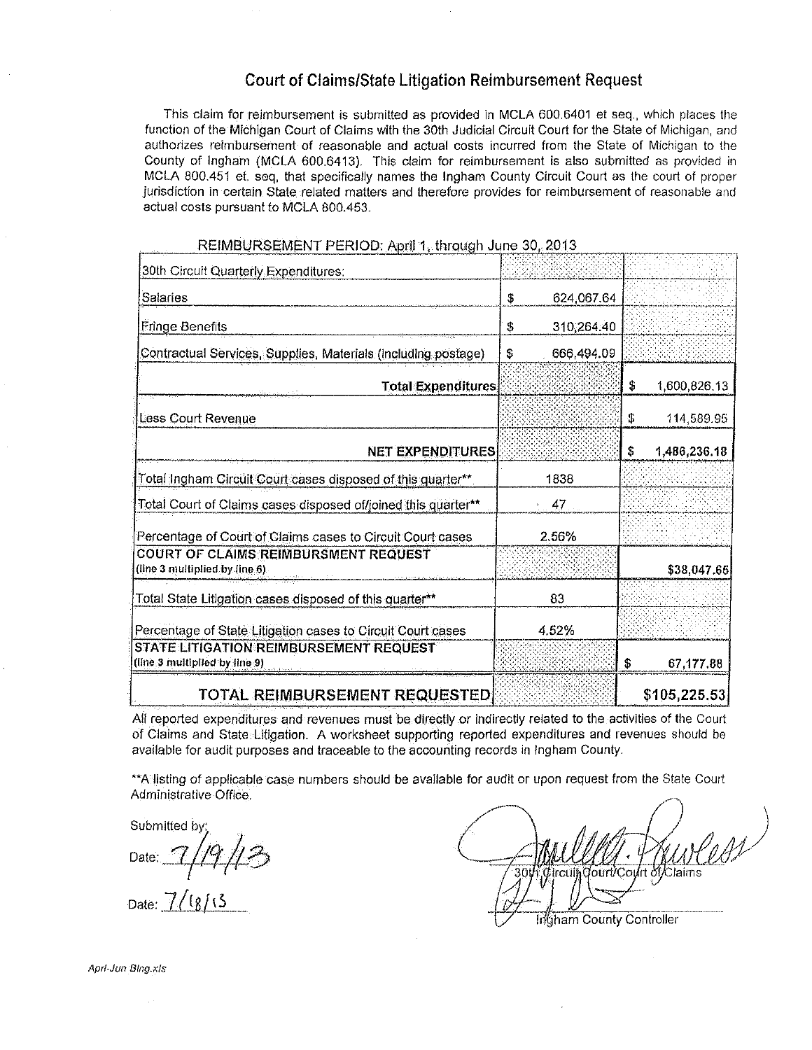# Court of Claims/State Litigation Reimbursement Request

This claim for reimbursement is submitted as provided in MCLA 600.6401 et seq., which places the function of the Michigan Court of Claims with the 30th Judicial Circuit Court for the State of Michigan, and authorizes reimbursement of reasonable and actual costs incurred from the State of Michigan to the County of Ingham (MCLA 600.6413). This claim for reimbursement is also submitted as provided in MCLA 800.451 et. seq, that specifically names the Ingham County Circuit Court as the court of proper jurisdiction in certain State related matters and therefore provides for reimbursement of reasonable and actual costs pursuant to MCLA 800.453.

REIMBURSEMENT PERIOD: April 1, through June 30, 2013

| 30th Circuit Quarterly Expenditures: | | |
|---|---|---|
| Salaries | $ 624,067.64 | |
| Fringe Benefits | $ 310,264.40 | |
| Contractual Services, Supplies, Materials (including postage) | $ 666,494.09 | |
| **Total Expenditures** | | $ 1,600,826.13 |
| Less Court Revenue | | $ 114,589.95 |
| **NET EXPENDITURES** | | $ 1,486,236.18 |
| Total Ingham Circuit Court cases disposed of this quarter** | 1838 | |
| Total Court of Claims cases disposed of/joined this quarter** | 47 | |
| Percentage of Court of Claims cases to Circuit Court cases | 2.56% | |
| **COURT OF CLAIMS REIMBURSMENT REQUEST** (line 3 multiplied by line 6) | | $38,047.65 |
| Total State Litigation cases disposed of this quarter** | 83 | |
| Percentage of State Litigation cases to Circuit Court cases | 4.52% | |
| **STATE LITIGATION REIMBURSEMENT REQUEST** (line 3 multiplied by line 9) | | $ 67,177.88 |
| **TOTAL REIMBURSEMENT REQUESTED** | | $105,225.53 |

All reported expenditures and revenues must be directly or indirectly related to the activities of the Court of Claims and State Litigation. A worksheet supporting reported expenditures and revenues should be available for audit purposes and traceable to the accounting records in Ingham County.

**A listing of applicable case numbers should be available for audit or upon request from the State Court Administrative Office.

Submitted by:

Date: 7/19/13 — 30th Circuit Court/Court of Claims

Date: 7/18/13 — Ingham County Controller

Aprl-Jun Blng.xls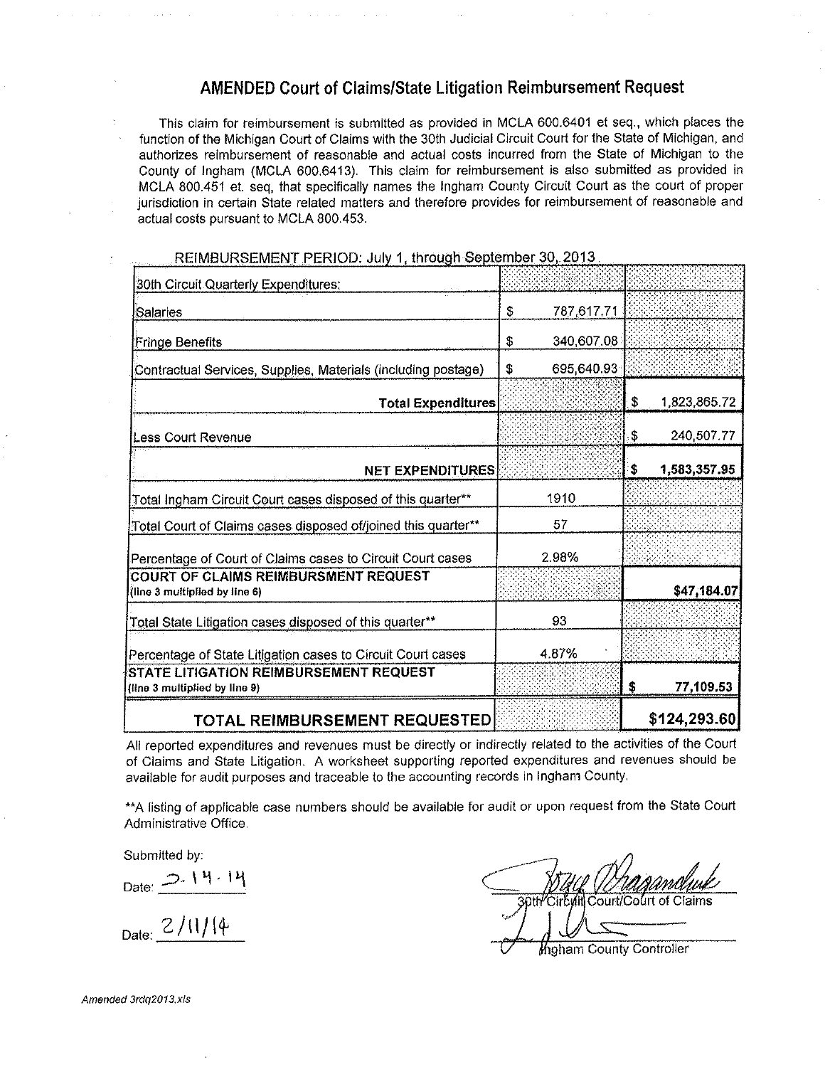# AMENDED Court of Claims/State Litigation Reimbursement Request

This claim for reimbursement is submitted as provided in MCLA 600.6401 et seq., which places the function of the Michigan Court of Claims with the 30th Judicial Circuit Court for the State of Michigan, and authorizes reimbursement of reasonable and actual costs incurred from the State of Michigan to the County of Ingham (MCLA 600.6413). This claim for reimbursement is also submitted as provided in MCLA 800.451 et. seq, that specifically names the Ingham County Circuit Court as the court of proper jurisdiction in certain State related matters and therefore provides for reimbursement of reasonable and actual costs pursuant to MCLA 800.453.

REIMBURSEMENT PERIOD: July 1, through September 30, 2013

| | | |
|---|---|---|
| 30th Circuit Quarterly Expenditures: | | |
| Salaries | $ 787,617.71 | |
| Fringe Benefits | $ 340,607.08 | |
| Contractual Services, Supplies, Materials (including postage) | $ 695,640.93 | |
| **Total Expenditures** | | $ 1,823,865.72 |
| Less Court Revenue | | $ 240,507.77 |
| **NET EXPENDITURES** | | **$ 1,583,357.95** |
| Total Ingham Circuit Court cases disposed of this quarter** | 1910 | |
| Total Court of Claims cases disposed of/joined this quarter** | 57 | |
| Percentage of Court of Claims cases to Circuit Court cases | 2.98% | |
| **COURT OF CLAIMS REIMBURSMENT REQUEST** (line 3 multiplied by line 6) | | **$47,184.07** |
| Total State Litigation cases disposed of this quarter** | 93 | |
| Percentage of State Litigation cases to Circuit Court cases | 4.87% | |
| **STATE LITIGATION REIMBURSEMENT REQUEST** (line 3 multiplied by line 9) | | **$ 77,109.53** |
| **TOTAL REIMBURSEMENT REQUESTED** | | **$124,293.60** |

All reported expenditures and revenues must be directly or indirectly related to the activities of the Court of Claims and State Litigation. A worksheet supporting reported expenditures and revenues should be available for audit purposes and traceable to the accounting records in Ingham County.

**A listing of applicable case numbers should be available for audit or upon request from the State Court Administrative Office.

Submitted by:

Date: 2.14.14 — 30th Circuit Court/Court of Claims

Date: 2/11/14 — Ingham County Controller

*Amended 3rdq2013.xls*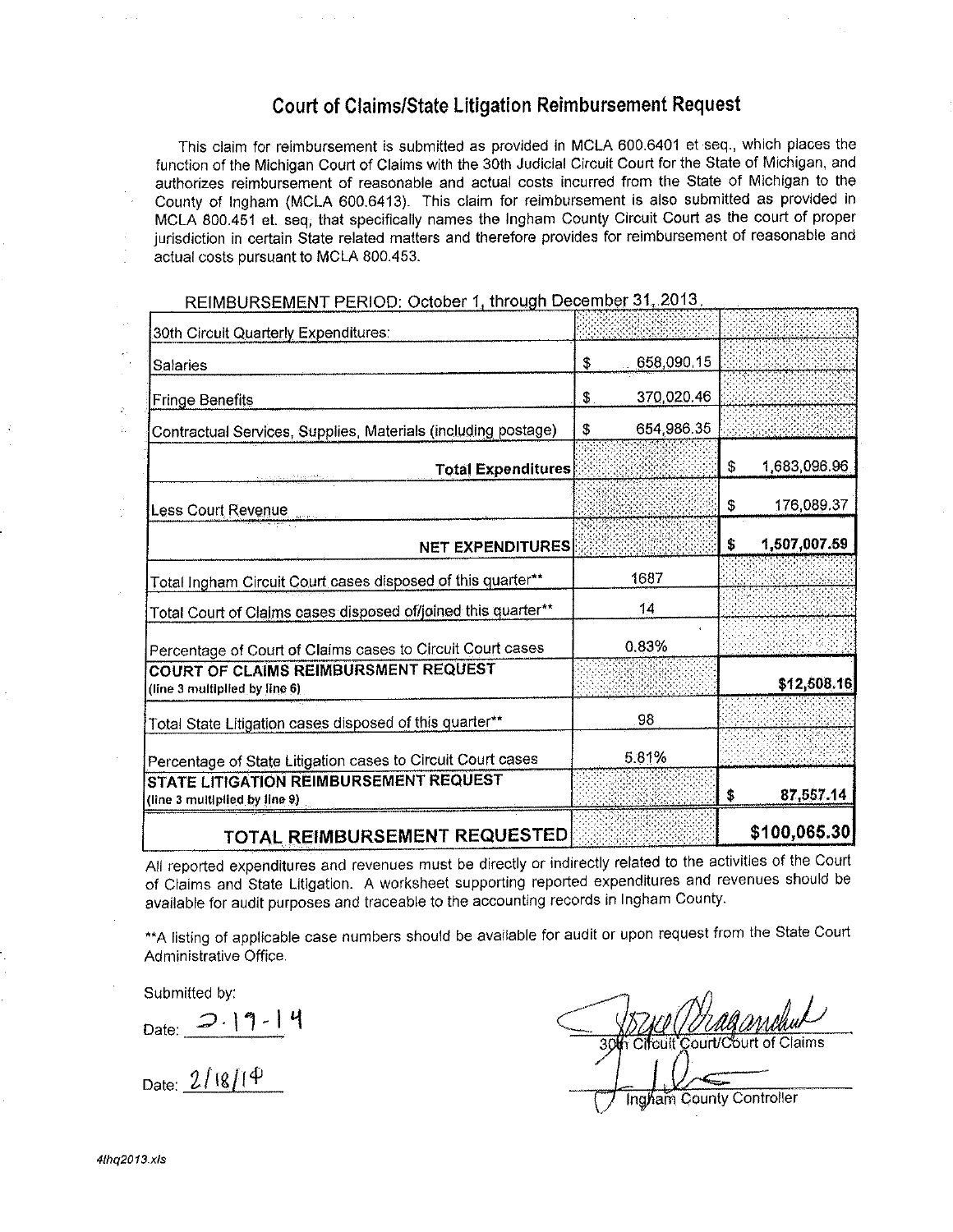## Court of Claims/State Litigation Reimbursement Request

This claim for reimbursement is submitted as provided in MCLA 600.6401 et seq., which places the function of the Michigan Court of Claims with the 30th Judicial Circuit Court for the State of Michigan, and authorizes reimbursement of reasonable and actual costs incurred from the State of Michigan to the County of Ingham (MCLA 600.6413). This claim for reimbursement is also submitted as provided in MCLA 800.451 et. seq, that specifically names the Ingham County Circuit Court as the court of proper jurisdiction in certain State related matters and therefore provides for reimbursement of reasonable and actual costs pursuant to MCLA 800.453.

REIMBURSEMENT PERIOD: October 1, through December 31, 2013

| | | |
|---|---|---|
| 30th Circuit Quarterly Expenditures: | | |
| Salaries | $ 658,090.15 | |
| Fringe Benefits | $ 370,020.46 | |
| Contractual Services, Supplies, Materials (including postage) | $ 654,986.35 | |
| **Total Expenditures** | | $ 1,683,096.96 |
| Less Court Revenue | | $ 176,089.37 |
| **NET EXPENDITURES** | | **$ 1,507,007.59** |
| Total Ingham Circuit Court cases disposed of this quarter** | 1687 | |
| Total Court of Claims cases disposed of/joined this quarter** | 14 | |
| Percentage of Court of Claims cases to Circuit Court cases | 0.83% | |
| **COURT OF CLAIMS REIMBURSMENT REQUEST** (line 3 multiplied by line 6) | | **$12,508.16** |
| Total State Litigation cases disposed of this quarter** | 98 | |
| Percentage of State Litigation cases to Circuit Court cases | 5.81% | |
| **STATE LITIGATION REIMBURSEMENT REQUEST** (line 3 multiplied by line 9) | | **$ 87,557.14** |
| **TOTAL REIMBURSEMENT REQUESTED** | | **$100,065.30** |

All reported expenditures and revenues must be directly or indirectly related to the activities of the Court of Claims and State Litigation. A worksheet supporting reported expenditures and revenues should be available for audit purposes and traceable to the accounting records in Ingham County.

**A listing of applicable case numbers should be available for audit or upon request from the State Court Administrative Office.

Submitted by:

Date: 2-19-14 — 30th Circuit Court/Court of Claims

Date: 2/18/14 — Ingham County Controller

*4thq2013.xls*